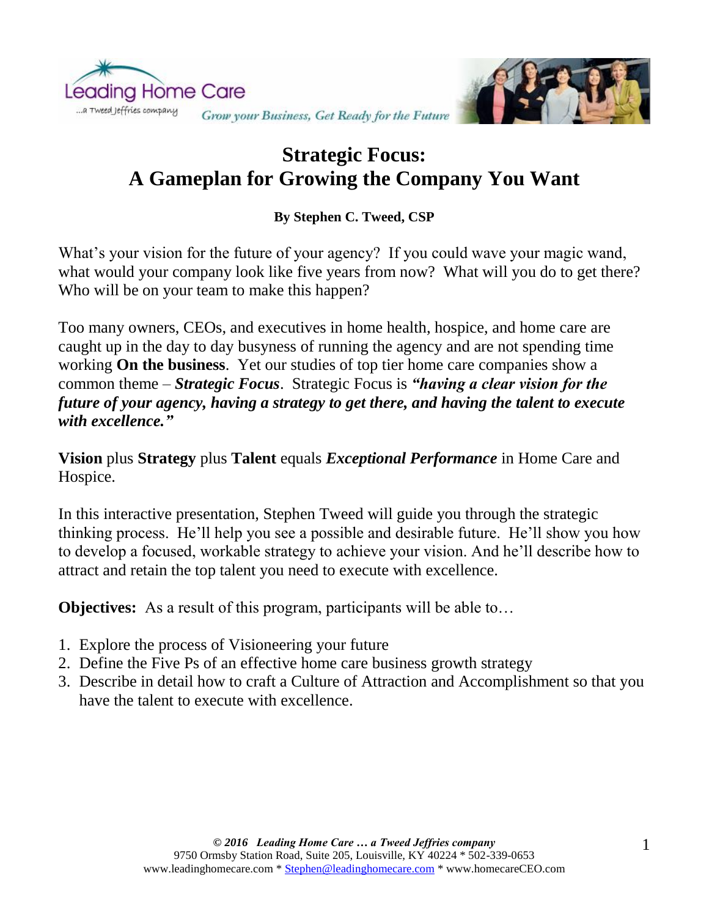# Strategic Focus: A Gameplan for Growing the Company You Want

**By Stephen C. Tweed, CSP**

What's your vision for the future of your agency? If you could wave your magic wand, what would your company look like five years from now? What will you do to get there? Who will be on your team to make this happen?

Too many owners, CEOs, and executives in home health, hospice, and home care are caught up in the day to day busyness of running the agency and are not spending time working **On the business**. Yet our studies of top tier home care companies show a common theme – ***Strategic Focus***. Strategic Focus is ***"having a clear vision for the future of your agency, having a strategy to get there, and having the talent to execute with excellence."***

**Vision** plus **Strategy** plus **Talent** equals ***Exceptional Performance*** in Home Care and Hospice.

In this interactive presentation, Stephen Tweed will guide you through the strategic thinking process. He'll help you see a possible and desirable future. He'll show you how to develop a focused, workable strategy to achieve your vision. And he'll describe how to attract and retain the top talent you need to execute with excellence.

**Objectives:** As a result of this program, participants will be able to…

1. Explore the process of Visioneering your future
2. Define the Five Ps of an effective home care business growth strategy
3. Describe in detail how to craft a Culture of Attraction and Accomplishment so that you have the talent to execute with excellence.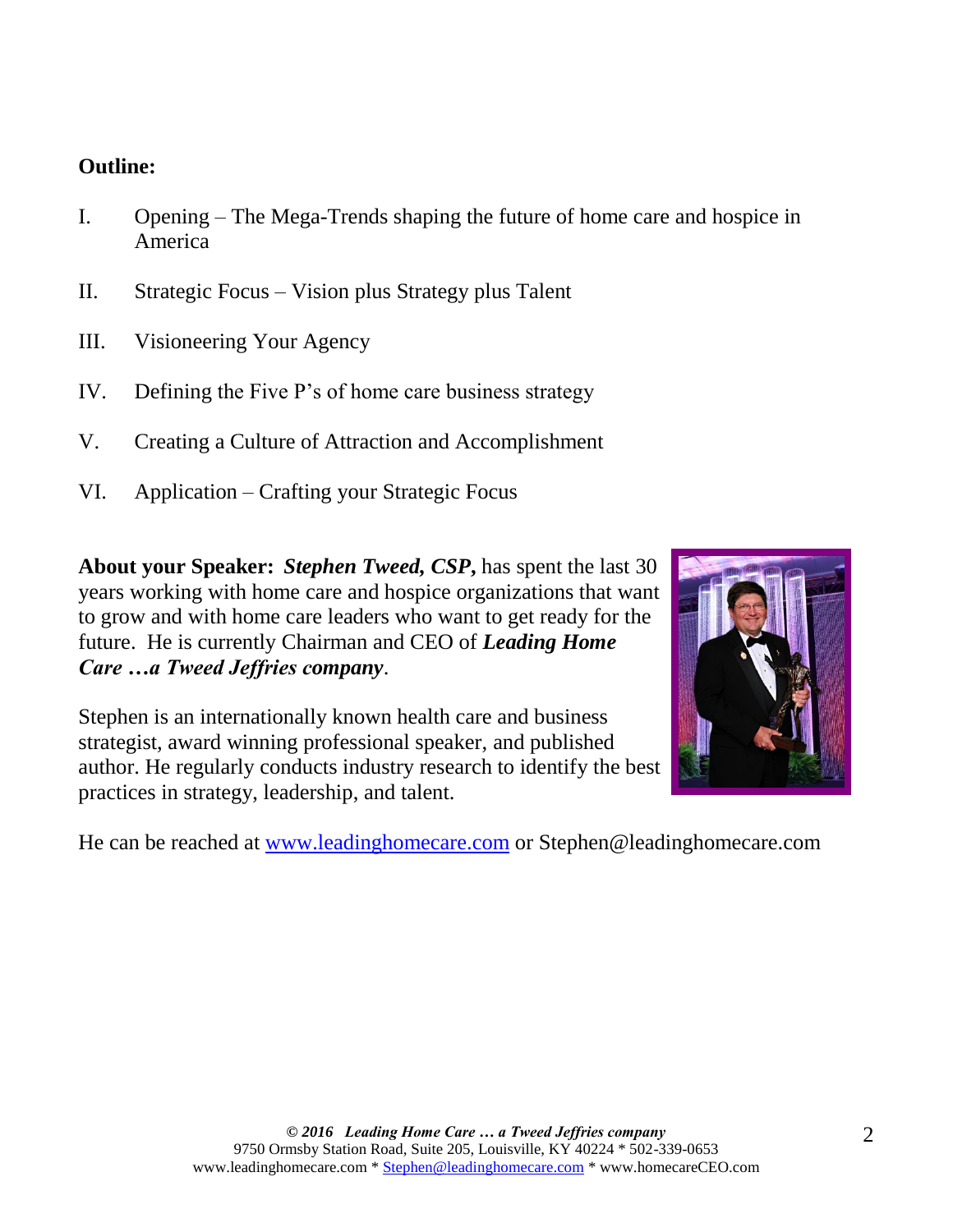**Outline:**

I. Opening – The Mega-Trends shaping the future of home care and hospice in America

II. Strategic Focus – Vision plus Strategy plus Talent

III. Visioneering Your Agency

IV. Defining the Five P's of home care business strategy

V. Creating a Culture of Attraction and Accomplishment

VI. Application – Crafting your Strategic Focus

**About your Speaker:** ***Stephen Tweed, CSP,*** has spent the last 30 years working with home care and hospice organizations that want to grow and with home care leaders who want to get ready for the future. He is currently Chairman and CEO of ***Leading Home Care …a Tweed Jeffries company***.

Stephen is an internationally known health care and business strategist, award winning professional speaker, and published author. He regularly conducts industry research to identify the best practices in strategy, leadership, and talent.

He can be reached at www.leadinghomecare.com or Stephen@leadinghomecare.com

***© 2016 Leading Home Care … a Tweed Jeffries company***
9750 Ormsby Station Road, Suite 205, Louisville, KY 40224 * 502-339-0653
www.leadinghomecare.com * Stephen@leadinghomecare.com * www.homecareCEO.com